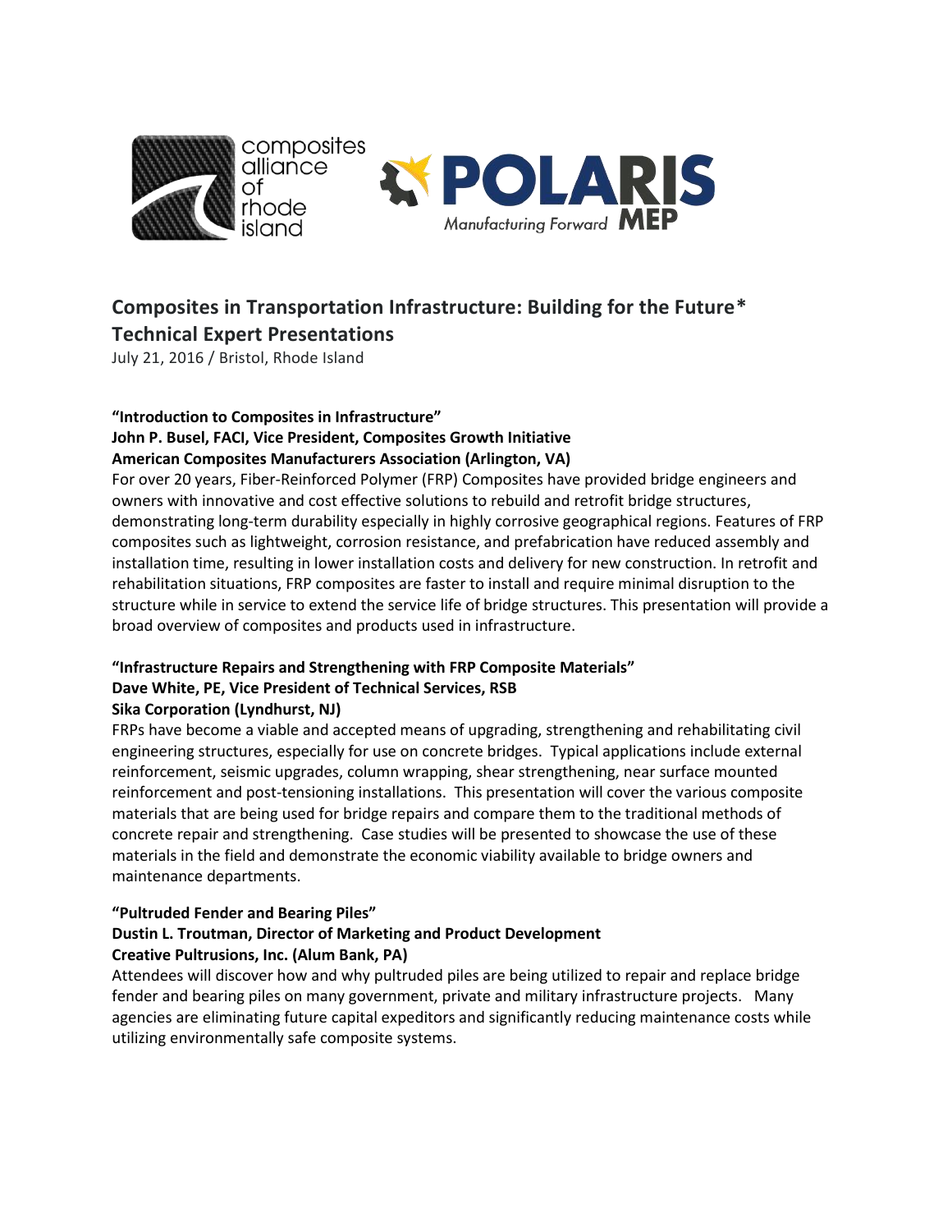composites alliance of rhode island

POLARIS Manufacturing Forward MEP

## Composites in Transportation Infrastructure: Building for the Future*
## Technical Expert Presentations

July 21, 2016 / Bristol, Rhode Island

**"Introduction to Composites in Infrastructure"**
**John P. Busel, FACI, Vice President, Composites Growth Initiative**
**American Composites Manufacturers Association (Arlington, VA)**

For over 20 years, Fiber-Reinforced Polymer (FRP) Composites have provided bridge engineers and owners with innovative and cost effective solutions to rebuild and retrofit bridge structures, demonstrating long-term durability especially in highly corrosive geographical regions. Features of FRP composites such as lightweight, corrosion resistance, and prefabrication have reduced assembly and installation time, resulting in lower installation costs and delivery for new construction. In retrofit and rehabilitation situations, FRP composites are faster to install and require minimal disruption to the structure while in service to extend the service life of bridge structures. This presentation will provide a broad overview of composites and products used in infrastructure.

**"Infrastructure Repairs and Strengthening with FRP Composite Materials"**
**Dave White, PE, Vice President of Technical Services, RSB**
**Sika Corporation (Lyndhurst, NJ)**

FRPs have become a viable and accepted means of upgrading, strengthening and rehabilitating civil engineering structures, especially for use on concrete bridges. Typical applications include external reinforcement, seismic upgrades, column wrapping, shear strengthening, near surface mounted reinforcement and post-tensioning installations. This presentation will cover the various composite materials that are being used for bridge repairs and compare them to the traditional methods of concrete repair and strengthening. Case studies will be presented to showcase the use of these materials in the field and demonstrate the economic viability available to bridge owners and maintenance departments.

**"Pultruded Fender and Bearing Piles"**
**Dustin L. Troutman, Director of Marketing and Product Development**
**Creative Pultrusions, Inc. (Alum Bank, PA)**

Attendees will discover how and why pultruded piles are being utilized to repair and replace bridge fender and bearing piles on many government, private and military infrastructure projects. Many agencies are eliminating future capital expeditors and significantly reducing maintenance costs while utilizing environmentally safe composite systems.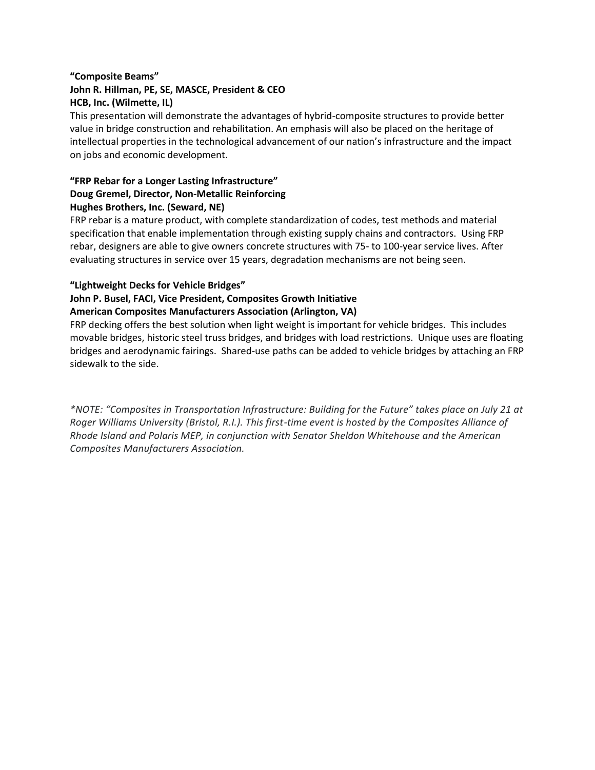**“Composite Beams”**
**John R. Hillman, PE, SE, MASCE, President & CEO**
**HCB, Inc. (Wilmette, IL)**

This presentation will demonstrate the advantages of hybrid-composite structures to provide better value in bridge construction and rehabilitation. An emphasis will also be placed on the heritage of intellectual properties in the technological advancement of our nation’s infrastructure and the impact on jobs and economic development.

**“FRP Rebar for a Longer Lasting Infrastructure”**
**Doug Gremel, Director, Non-Metallic Reinforcing**
**Hughes Brothers, Inc. (Seward, NE)**

FRP rebar is a mature product, with complete standardization of codes, test methods and material specification that enable implementation through existing supply chains and contractors. Using FRP rebar, designers are able to give owners concrete structures with 75- to 100-year service lives. After evaluating structures in service over 15 years, degradation mechanisms are not being seen.

**“Lightweight Decks for Vehicle Bridges”**
**John P. Busel, FACI, Vice President, Composites Growth Initiative**
**American Composites Manufacturers Association (Arlington, VA)**

FRP decking offers the best solution when light weight is important for vehicle bridges. This includes movable bridges, historic steel truss bridges, and bridges with load restrictions. Unique uses are floating bridges and aerodynamic fairings. Shared-use paths can be added to vehicle bridges by attaching an FRP sidewalk to the side.

*\*NOTE: “Composites in Transportation Infrastructure: Building for the Future” takes place on July 21 at Roger Williams University (Bristol, R.I.). This first-time event is hosted by the Composites Alliance of Rhode Island and Polaris MEP, in conjunction with Senator Sheldon Whitehouse and the American Composites Manufacturers Association.*